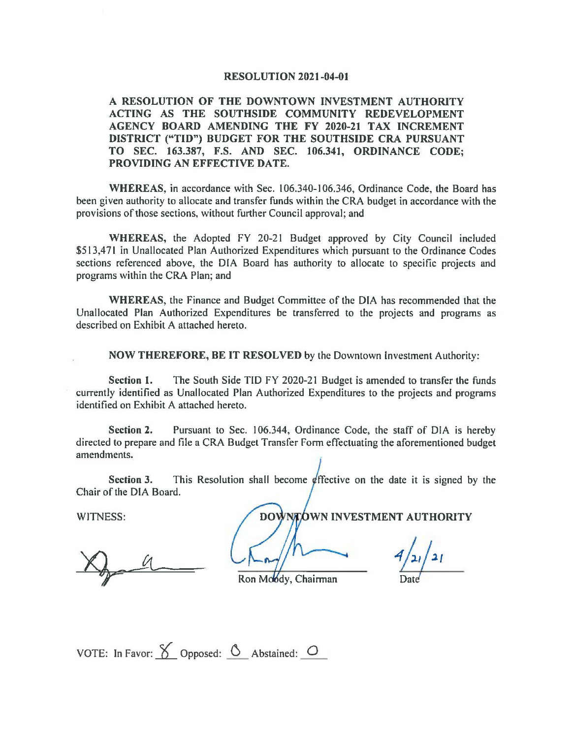# RESOLUTION 2021-04-01

**A RESOLUTION OF THE DOWNTOWN INVESTMENT AUTHORITY ACTING AS THE SOUTHSIDE COMMUNITY REDEVELOPMENT AGENCY BOARD AMENDING THE FY 2020-21 TAX INCREMENT DISTRICT ("TID") BUDGET FOR THE SOUTHSIDE CRA PURSUANT TO SEC. 163.387, F.S. AND SEC. 106.341, ORDINANCE CODE; PROVIDING AN EFFECTIVE DATE.**

**WHEREAS,** in accordance with Sec. 106.340-106.346, Ordinance Code, the Board has been given authority to allocate and transfer funds within the CRA budget in accordance with the provisions of those sections, without further Council approval; and

**WHEREAS,** the Adopted FY 20-21 Budget approved by City Council included $513,471 in Unallocated Plan Authorized Expenditures which pursuant to the Ordinance Codes sections referenced above, the DIA Board has authority to allocate to specific projects and programs within the CRA Plan; and

**WHEREAS,** the Finance and Budget Committee of the DIA has recommended that the Unallocated Plan Authorized Expenditures be transferred to the projects and programs as described on Exhibit A attached hereto.

**NOW THEREFORE, BE IT RESOLVED** by the Downtown Investment Authority:

**Section 1.** The South Side TID FY 2020-21 Budget is amended to transfer the funds currently identified as Unallocated Plan Authorized Expenditures to the projects and programs identified on Exhibit A attached hereto.

**Section 2.** Pursuant to Sec. 106.344, Ordinance Code, the staff of DIA is hereby directed to prepare and file a CRA Budget Transfer Form effectuating the aforementioned budget amendments.

**Section 3.** This Resolution shall become effective on the date it is signed by the Chair of the DIA Board.

WITNESS:

**DOWNTOWN INVESTMENT AUTHORITY**

Ron Moody, Chairman

4/21/21

Date

VOTE: In Favor: 8 Opposed: 0 Abstained: 0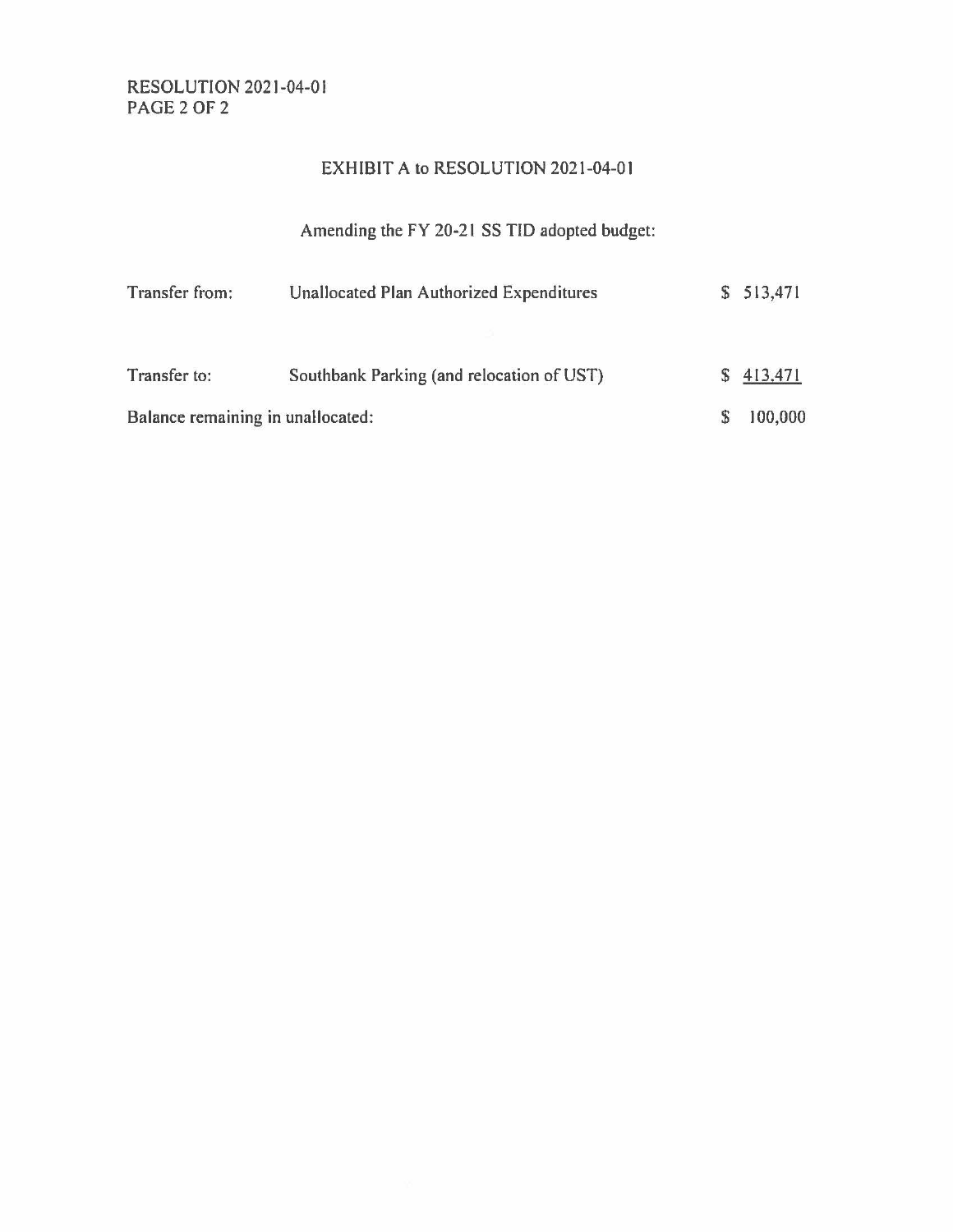## EXHIBIT A to RESOLUTION 2021-04-01

Amending the FY 20-21 SS TID adopted budget:

| | | |
|---|---|---|
| Transfer from: | Unallocated Plan Authorized Expenditures | \$ 513,471 |
| Transfer to: | Southbank Parking (and relocation of UST) | \$ 413,471 |
| Balance remaining in unallocated: | | \$ 100,000 |